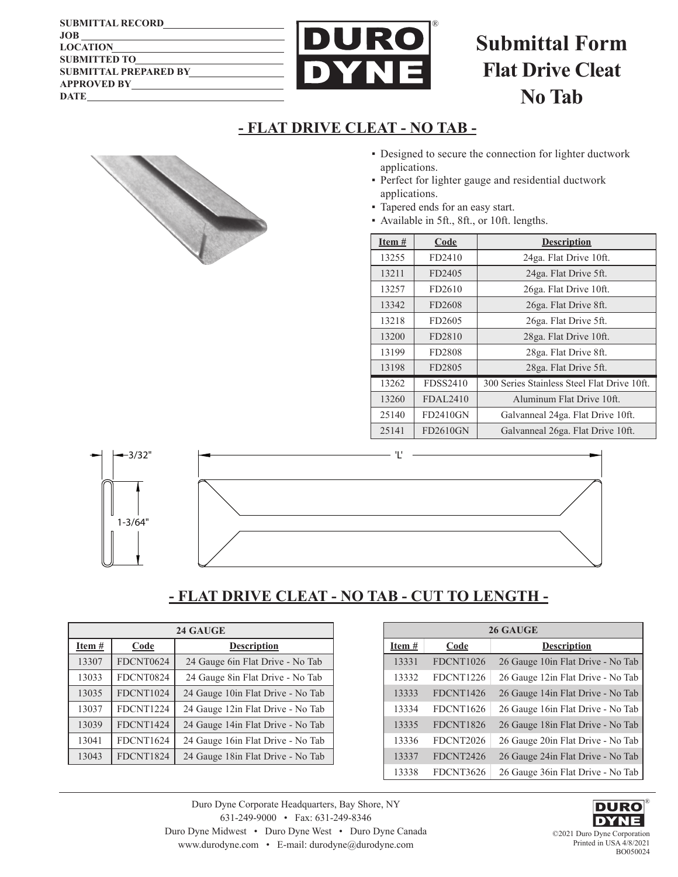SUBMITTAL RECORD ______________________
JOB ______________________
LOCATION ______________________
SUBMITTED TO ______________________
SUBMITTAL PREPARED BY ______________________
APPROVED BY ______________________
DATE ______________________

DURO DYNE®

# Submittal Form Flat Drive Cleat No Tab

## - FLAT DRIVE CLEAT - NO TAB -

- Designed to secure the connection for lighter ductwork applications.
- Perfect for lighter gauge and residential ductwork applications.
- Tapered ends for an easy start.
- Available in 5ft., 8ft., or 10ft. lengths.

| Item # | Code | Description |
|---|---|---|
| 13255 | FD2410 | 24ga. Flat Drive 10ft. |
| 13211 | FD2405 | 24ga. Flat Drive 5ft. |
| 13257 | FD2610 | 26ga. Flat Drive 10ft. |
| 13342 | FD2608 | 26ga. Flat Drive 8ft. |
| 13218 | FD2605 | 26ga. Flat Drive 5ft. |
| 13200 | FD2810 | 28ga. Flat Drive 10ft. |
| 13199 | FD2808 | 28ga. Flat Drive 8ft. |
| 13198 | FD2805 | 28ga. Flat Drive 5ft. |
| 13262 | FDSS2410 | 300 Series Stainless Steel Flat Drive 10ft. |
| 13260 | FDAL2410 | Aluminum Flat Drive 10ft. |
| 25140 | FD2410GN | Galvanneal 24ga. Flat Drive 10ft. |
| 25141 | FD2610GN | Galvanneal 26ga. Flat Drive 10ft. |

3/32"

1-3/64"

'L'

## - FLAT DRIVE CLEAT - NO TAB - CUT TO LENGTH -

| 24 GAUGE | | |
|---|---|---|
| **Item #** | **Code** | **Description** |
| 13307 | FDCNT0624 | 24 Gauge 6in Flat Drive - No Tab |
| 13033 | FDCNT0824 | 24 Gauge 8in Flat Drive - No Tab |
| 13035 | FDCNT1024 | 24 Gauge 10in Flat Drive - No Tab |
| 13037 | FDCNT1224 | 24 Gauge 12in Flat Drive - No Tab |
| 13039 | FDCNT1424 | 24 Gauge 14in Flat Drive - No Tab |
| 13041 | FDCNT1624 | 24 Gauge 16in Flat Drive - No Tab |
| 13043 | FDCNT1824 | 24 Gauge 18in Flat Drive - No Tab |

| 26 GAUGE | | |
|---|---|---|
| **Item #** | **Code** | **Description** |
| 13331 | FDCNT1026 | 26 Gauge 10in Flat Drive - No Tab |
| 13332 | FDCNT1226 | 26 Gauge 12in Flat Drive - No Tab |
| 13333 | FDCNT1426 | 26 Gauge 14in Flat Drive - No Tab |
| 13334 | FDCNT1626 | 26 Gauge 16in Flat Drive - No Tab |
| 13335 | FDCNT1826 | 26 Gauge 18in Flat Drive - No Tab |
| 13336 | FDCNT2026 | 26 Gauge 20in Flat Drive - No Tab |
| 13337 | FDCNT2426 | 26 Gauge 24in Flat Drive - No Tab |
| 13338 | FDCNT3626 | 26 Gauge 36in Flat Drive - No Tab |

Duro Dyne Corporate Headquarters, Bay Shore, NY
631-249-9000 • Fax: 631-249-8346
Duro Dyne Midwest • Duro Dyne West • Duro Dyne Canada
www.durodyne.com • E-mail: durodyne@durodyne.com

©2021 Duro Dyne Corporation
Printed in USA 4/8/2021
BO050024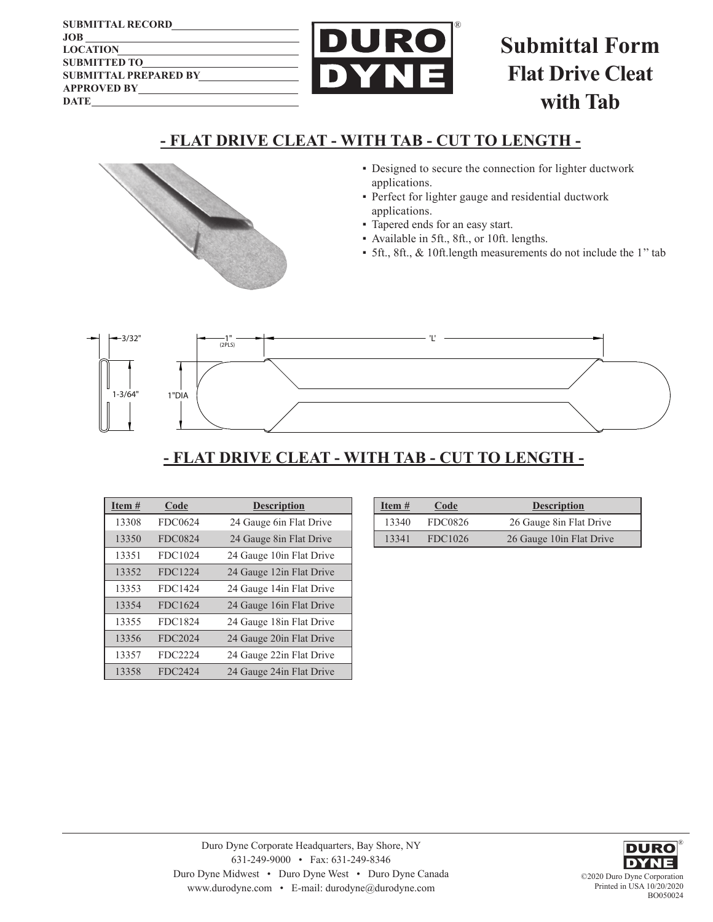SUBMITTAL RECORD
JOB
LOCATION
SUBMITTED TO
SUBMITTAL PREPARED BY
APPROVED BY
DATE

DURO DYNE®

# Submittal Form Flat Drive Cleat with Tab

## - FLAT DRIVE CLEAT - WITH TAB - CUT TO LENGTH -

- Designed to secure the connection for lighter ductwork applications.
- Perfect for lighter gauge and residential ductwork applications.
- Tapered ends for an easy start.
- Available in 5ft., 8ft., or 10ft. lengths.
- 5ft., 8ft., & 10ft.length measurements do not include the 1" tab

3/32"
1-3/64"
1"DIA
1" (2PLS)
'L'

## - FLAT DRIVE CLEAT - WITH TAB - CUT TO LENGTH -

| Item # | Code | Description |
|---|---|---|
| 13308 | FDC0624 | 24 Gauge 6in Flat Drive |
| 13350 | FDC0824 | 24 Gauge 8in Flat Drive |
| 13351 | FDC1024 | 24 Gauge 10in Flat Drive |
| 13352 | FDC1224 | 24 Gauge 12in Flat Drive |
| 13353 | FDC1424 | 24 Gauge 14in Flat Drive |
| 13354 | FDC1624 | 24 Gauge 16in Flat Drive |
| 13355 | FDC1824 | 24 Gauge 18in Flat Drive |
| 13356 | FDC2024 | 24 Gauge 20in Flat Drive |
| 13357 | FDC2224 | 24 Gauge 22in Flat Drive |
| 13358 | FDC2424 | 24 Gauge 24in Flat Drive |

| Item # | Code | Description |
|---|---|---|
| 13340 | FDC0826 | 26 Gauge 8in Flat Drive |
| 13341 | FDC1026 | 26 Gauge 10in Flat Drive |

Duro Dyne Corporate Headquarters, Bay Shore, NY
631-249-9000 • Fax: 631-249-8346
Duro Dyne Midwest • Duro Dyne West • Duro Dyne Canada
www.durodyne.com • E-mail: durodyne@durodyne.com

©2020 Duro Dyne Corporation
Printed in USA 10/20/2020
BO050024